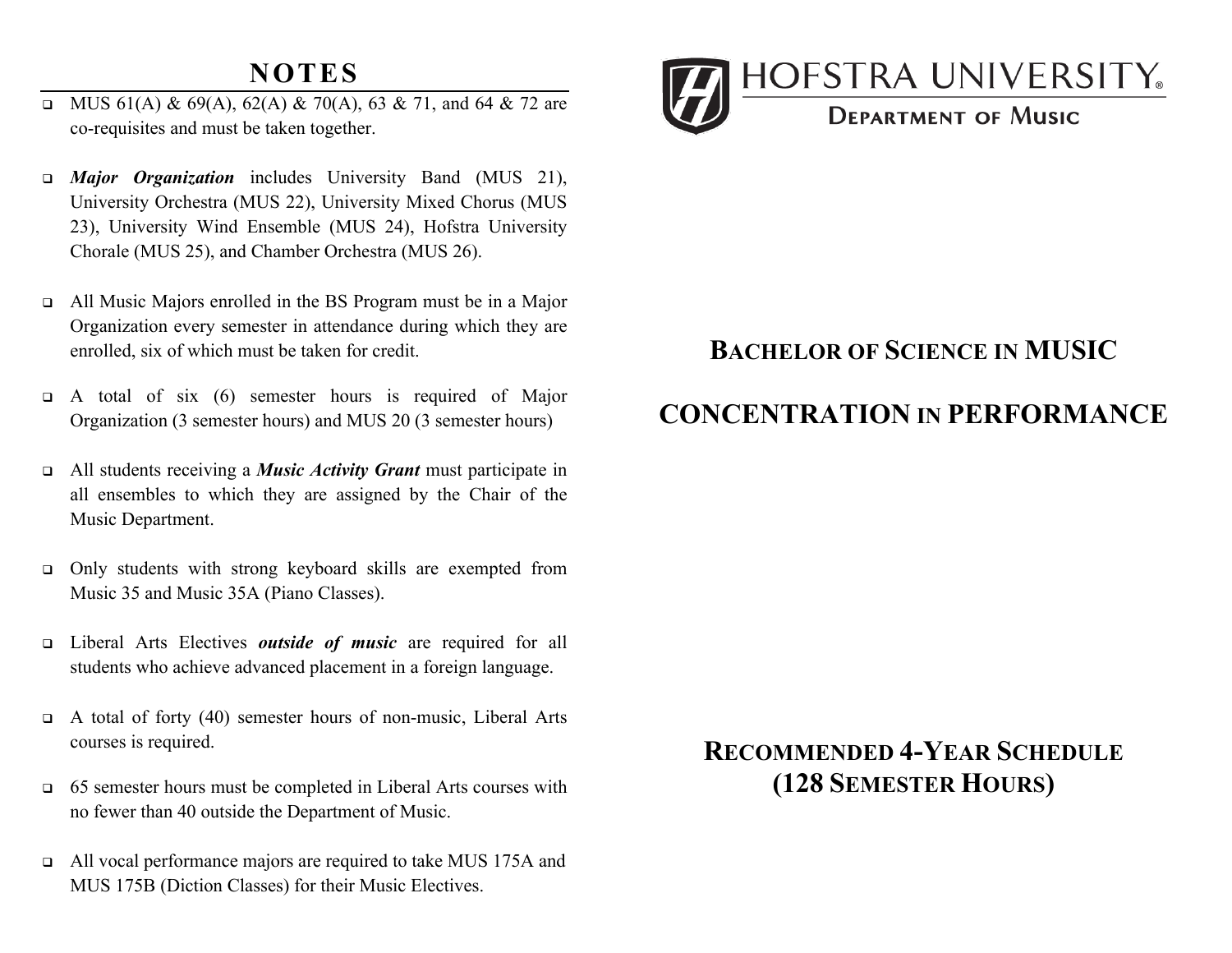## NOTES

- MUS 61(A) & 69(A), 62(A) & 70(A), 63 & 71, and 64 & 72 are co-requisites and must be taken together.
- ***Major Organization*** includes University Band (MUS 21), University Orchestra (MUS 22), University Mixed Chorus (MUS 23), University Wind Ensemble (MUS 24), Hofstra University Chorale (MUS 25), and Chamber Orchestra (MUS 26).
- All Music Majors enrolled in the BS Program must be in a Major Organization every semester in attendance during which they are enrolled, six of which must be taken for credit.
- A total of six (6) semester hours is required of Major Organization (3 semester hours) and MUS 20 (3 semester hours)
- All students receiving a ***Music Activity Grant*** must participate in all ensembles to which they are assigned by the Chair of the Music Department.
- Only students with strong keyboard skills are exempted from Music 35 and Music 35A (Piano Classes).
- Liberal Arts Electives ***outside of music*** are required for all students who achieve advanced placement in a foreign language.
- A total of forty (40) semester hours of non-music, Liberal Arts courses is required.
- 65 semester hours must be completed in Liberal Arts courses with no fewer than 40 outside the Department of Music.
- All vocal performance majors are required to take MUS 175A and MUS 175B (Diction Classes) for their Music Electives.

HOFSTRA UNIVERSITY®

DEPARTMENT OF MUSIC

# BACHELOR OF SCIENCE IN MUSIC

# CONCENTRATION IN PERFORMANCE

## RECOMMENDED 4-YEAR SCHEDULE (128 SEMESTER HOURS)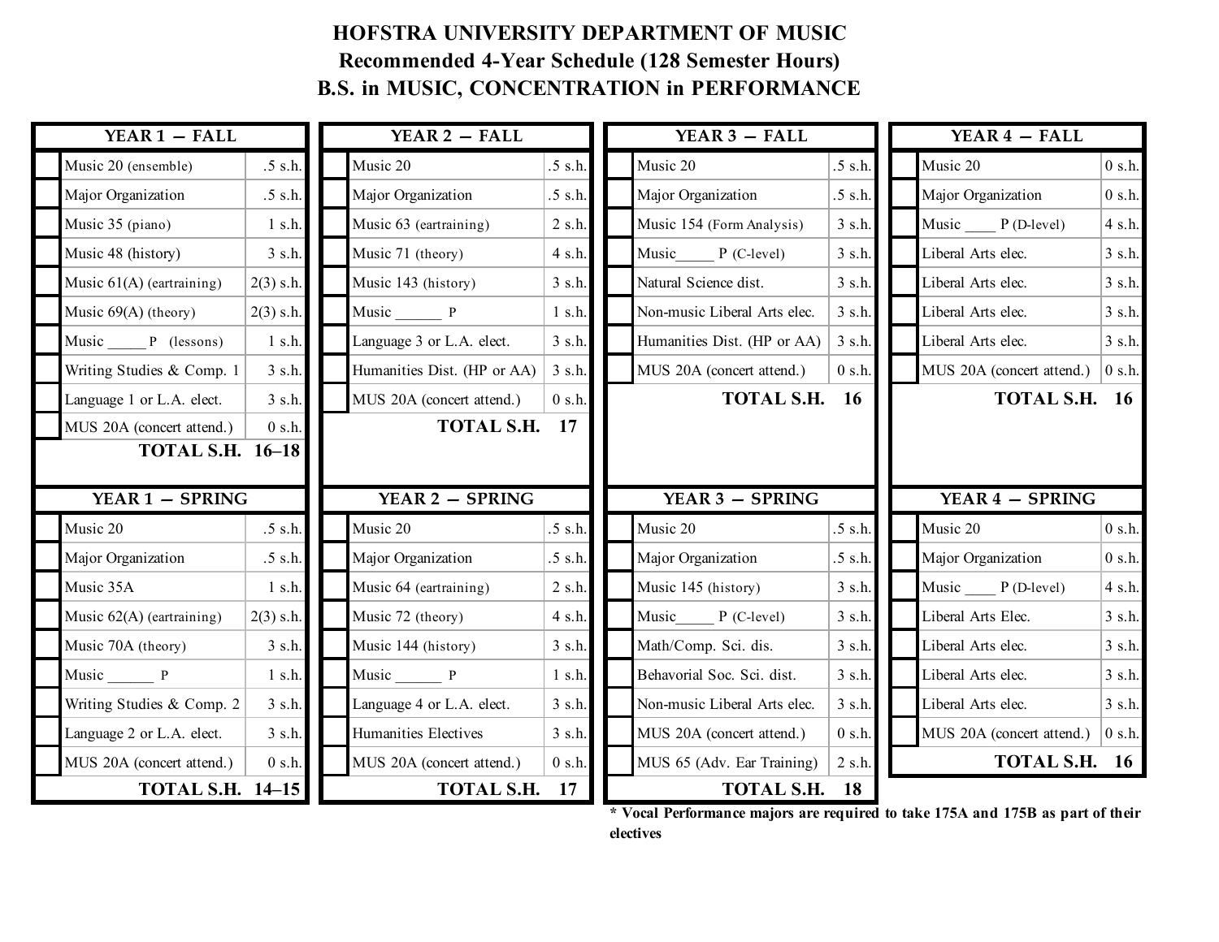# HOFSTRA UNIVERSITY DEPARTMENT OF MUSIC
## Recommended 4-Year Schedule (128 Semester Hours)
## B.S. in MUSIC, CONCENTRATION in PERFORMANCE

### YEAR 1 — FALL

| | | |
|---|---|---|
| | Music 20 (ensemble) | .5 s.h. |
| | Major Organization | .5 s.h. |
| | Music 35 (piano) | 1 s.h. |
| | Music 48 (history) | 3 s.h. |
| | Music 61(A) (eartraining) | 2(3) s.h. |
| | Music 69(A) (theory) | 2(3) s.h. |
| | Music _____ P (lessons) | 1 s.h. |
| | Writing Studies & Comp. 1 | 3 s.h. |
| | Language 1 or L.A. elect. | 3 s.h. |
| | MUS 20A (concert attend.) | 0 s.h. |
| | **TOTAL S.H.** | **16–18** |

### YEAR 1 — SPRING

| | | |
|---|---|---|
| | Music 20 | .5 s.h. |
| | Major Organization | .5 s.h. |
| | Music 35A | 1 s.h. |
| | Music 62(A) (eartraining) | 2(3) s.h. |
| | Music 70A (theory) | 3 s.h. |
| | Music ______ P | 1 s.h. |
| | Writing Studies & Comp. 2 | 3 s.h. |
| | Language 2 or L.A. elect. | 3 s.h. |
| | MUS 20A (concert attend.) | 0 s.h. |
| | **TOTAL S.H.** | **14–15** |

### YEAR 2 — FALL

| | | |
|---|---|---|
| | Music 20 | .5 s.h. |
| | Major Organization | .5 s.h. |
| | Music 63 (eartraining) | 2 s.h. |
| | Music 71 (theory) | 4 s.h. |
| | Music 143 (history) | 3 s.h. |
| | Music ______ P | 1 s.h. |
| | Language 3 or L.A. elect. | 3 s.h. |
| | Humanities Dist. (HP or AA) | 3 s.h. |
| | MUS 20A (concert attend.) | 0 s.h. |
| | **TOTAL S.H.** | **17** |

### YEAR 2 — SPRING

| | | |
|---|---|---|
| | Music 20 | .5 s.h. |
| | Major Organization | .5 s.h. |
| | Music 64 (eartraining) | 2 s.h. |
| | Music 72 (theory) | 4 s.h. |
| | Music 144 (history) | 3 s.h. |
| | Music ______ P | 1 s.h. |
| | Language 4 or L.A. elect. | 3 s.h. |
| | Humanities Electives | 3 s.h. |
| | MUS 20A (concert attend.) | 0 s.h. |
| | **TOTAL S.H.** | **17** |

### YEAR 3 — FALL

| | | |
|---|---|---|
| | Music 20 | .5 s.h. |
| | Major Organization | .5 s.h. |
| | Music 154 (Form Analysis) | 3 s.h. |
| | Music_____ P (C-level) | 3 s.h. |
| | Natural Science dist. | 3 s.h. |
| | Non-music Liberal Arts elec. | 3 s.h. |
| | Humanities Dist. (HP or AA) | 3 s.h. |
| | MUS 20A (concert attend.) | 0 s.h. |
| | **TOTAL S.H.** | **16** |

### YEAR 3 — SPRING

| | | |
|---|---|---|
| | Music 20 | .5 s.h. |
| | Major Organization | .5 s.h. |
| | Music 145 (history) | 3 s.h. |
| | Music_____ P (C-level) | 3 s.h. |
| | Math/Comp. Sci. dis. | 3 s.h. |
| | Behavorial Soc. Sci. dist. | 3 s.h. |
| | Non-music Liberal Arts elec. | 3 s.h. |
| | MUS 20A (concert attend.) | 0 s.h. |
| | MUS 65 (Adv. Ear Training) | 2 s.h. |
| | **TOTAL S.H.** | **18** |

### YEAR 4 — FALL

| | | |
|---|---|---|
| | Music 20 | 0 s.h. |
| | Major Organization | 0 s.h. |
| | Music ____ P (D-level) | 4 s.h. |
| | Liberal Arts elec. | 3 s.h. |
| | Liberal Arts elec. | 3 s.h. |
| | Liberal Arts elec. | 3 s.h. |
| | Liberal Arts elec. | 3 s.h. |
| | MUS 20A (concert attend.) | 0 s.h. |
| | **TOTAL S.H.** | **16** |

### YEAR 4 — SPRING

| | | |
|---|---|---|
| | Music 20 | 0 s.h. |
| | Major Organization | 0 s.h. |
| | Music ____ P (D-level) | 4 s.h. |
| | Liberal Arts Elec. | 3 s.h. |
| | Liberal Arts elec. | 3 s.h. |
| | Liberal Arts elec. | 3 s.h. |
| | Liberal Arts elec. | 3 s.h. |
| | MUS 20A (concert attend.) | 0 s.h. |
| | **TOTAL S.H.** | **16** |

**\* Vocal Performance majors are required to take 175A and 175B as part of their electives**